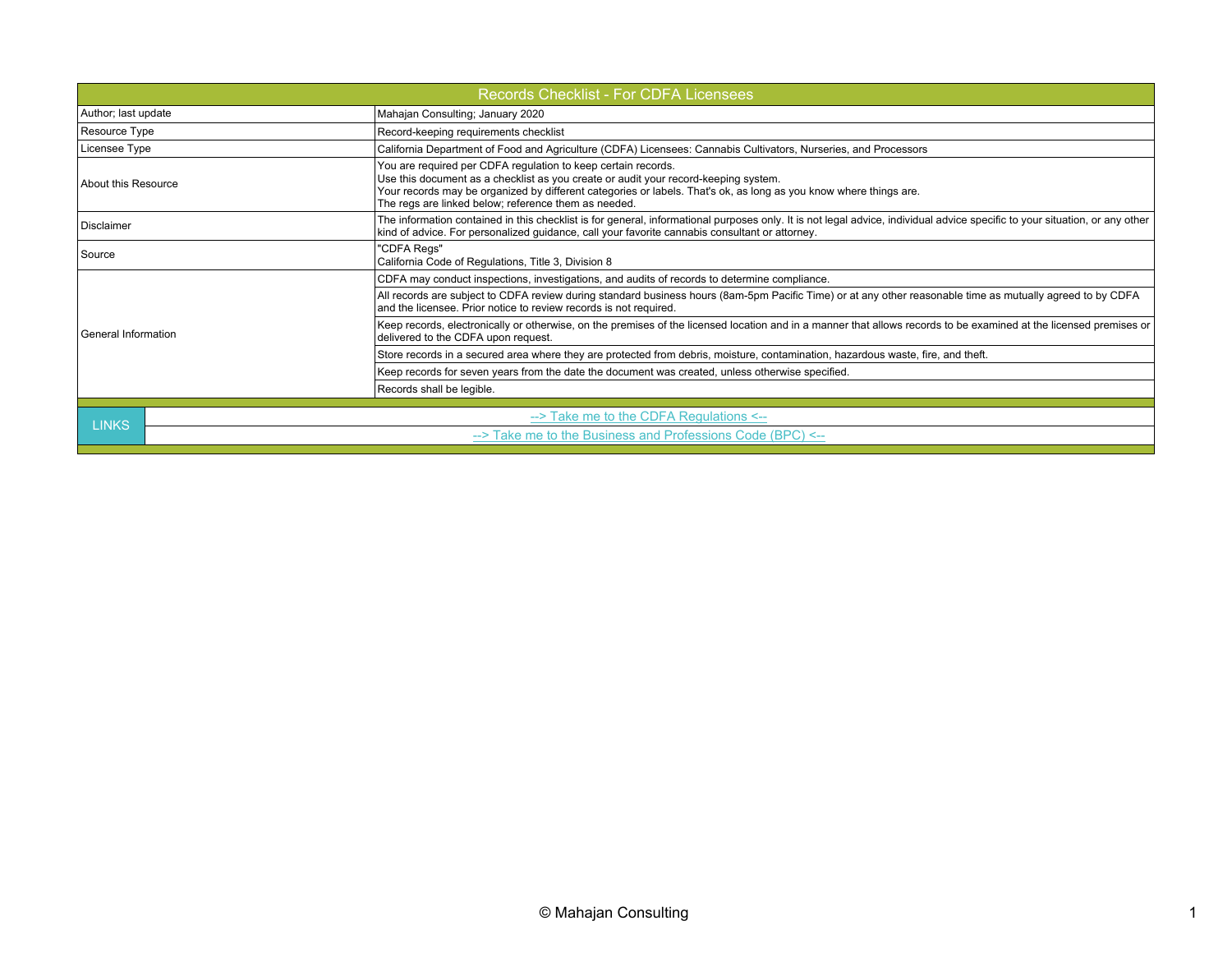# Records Checklist - For CDFA Licensees

| | |
|---|---|
| Author; last update | Mahajan Consulting; January 2020 |
| Resource Type | Record-keeping requirements checklist |
| Licensee Type | California Department of Food and Agriculture (CDFA) Licensees: Cannabis Cultivators, Nurseries, and Processors |
| About this Resource | You are required per CDFA regulation to keep certain records.<br>Use this document as a checklist as you create or audit your record-keeping system.<br>Your records may be organized by different categories or labels. That's ok, as long as you know where things are.<br>The regs are linked below; reference them as needed. |
| Disclaimer | The information contained in this checklist is for general, informational purposes only. It is not legal advice, individual advice specific to your situation, or any other kind of advice. For personalized guidance, call your favorite cannabis consultant or attorney. |
| Source | "CDFA Regs"<br>California Code of Regulations, Title 3, Division 8 |
| General Information | CDFA may conduct inspections, investigations, and audits of records to determine compliance. |
| | All records are subject to CDFA review during standard business hours (8am-5pm Pacific Time) or at any other reasonable time as mutually agreed to by CDFA and the licensee. Prior notice to review records is not required. |
| | Keep records, electronically or otherwise, on the premises of the licensed location and in a manner that allows records to be examined at the licensed premises or delivered to the CDFA upon request. |
| | Store records in a secured area where they are protected from debris, moisture, contamination, hazardous waste, fire, and theft. |
| | Keep records for seven years from the date the document was created, unless otherwise specified. |
| | Records shall be legible. |

| LINKS | |
|---|---|
| | --> Take me to the CDFA Regulations <-- |
| | --> Take me to the Business and Professions Code (BPC) <-- |

© Mahajan Consulting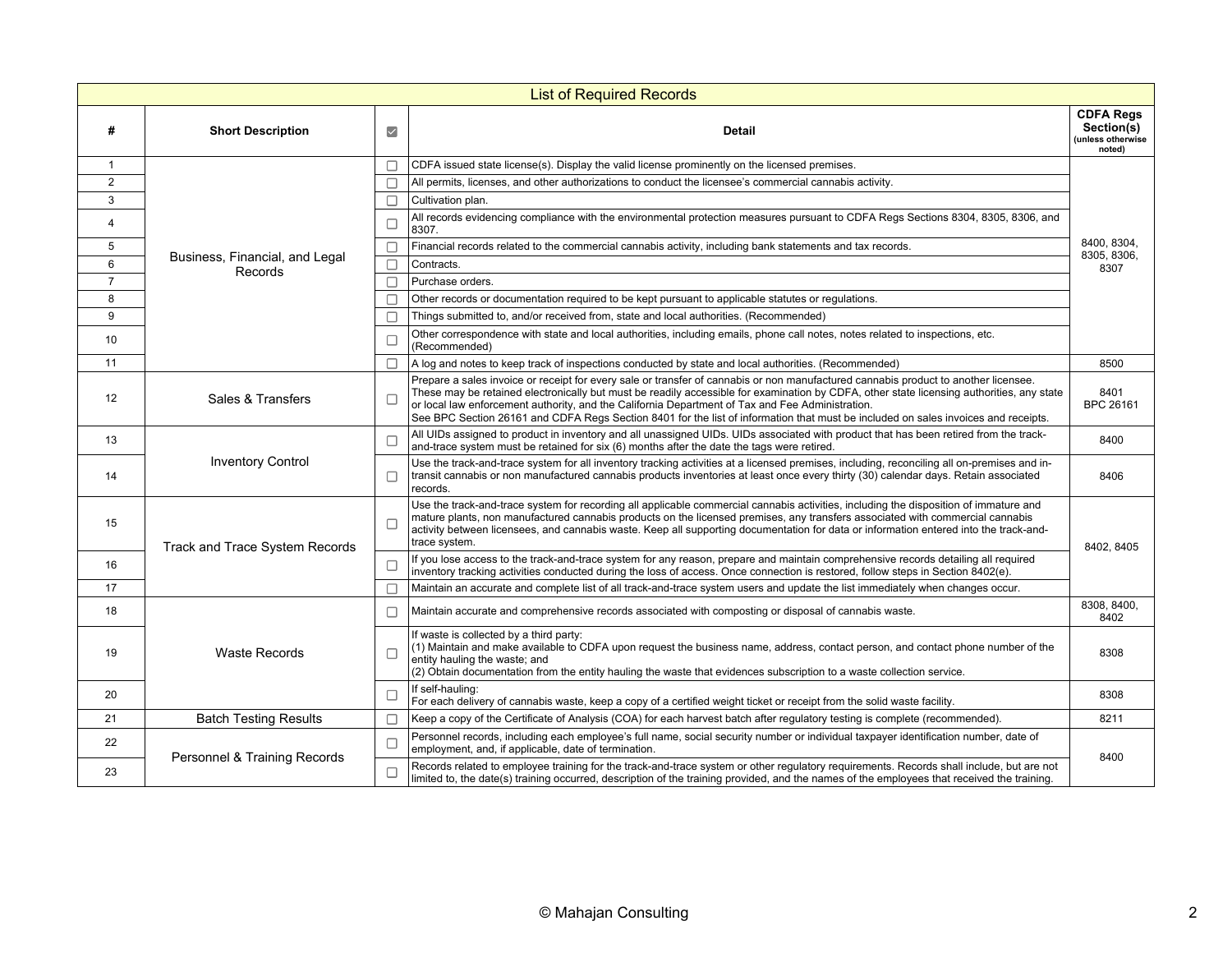## List of Required Records

| # | Short Description | ☑ | Detail | CDFA Regs Section(s) (unless otherwise noted) |
|---|---|---|---|---|
| 1 | Business, Financial, and Legal Records | ☐ | CDFA issued state license(s). Display the valid license prominently on the licensed premises. | 8400, 8304, 8305, 8306, 8307 |
| 2 | | ☐ | All permits, licenses, and other authorizations to conduct the licensee's commercial cannabis activity. | |
| 3 | | ☐ | Cultivation plan. | |
| 4 | | ☐ | All records evidencing compliance with the environmental protection measures pursuant to CDFA Regs Sections 8304, 8305, 8306, and 8307. | |
| 5 | | ☐ | Financial records related to the commercial cannabis activity, including bank statements and tax records. | |
| 6 | | ☐ | Contracts. | |
| 7 | | ☐ | Purchase orders. | |
| 8 | | ☐ | Other records or documentation required to be kept pursuant to applicable statutes or regulations. | |
| 9 | | ☐ | Things submitted to, and/or received from, state and local authorities. (Recommended) | |
| 10 | | ☐ | Other correspondence with state and local authorities, including emails, phone call notes, notes related to inspections, etc. (Recommended) | |
| 11 | | ☐ | A log and notes to keep track of inspections conducted by state and local authorities. (Recommended) | 8500 |
| 12 | Sales & Transfers | ☐ | Prepare a sales invoice or receipt for every sale or transfer of cannabis or non manufactured cannabis product to another licensee. These may be retained electronically but must be readily accessible for examination by CDFA, other state licensing authorities, any state or local law enforcement authority, and the California Department of Tax and Fee Administration. See BPC Section 26161 and CDFA Regs Section 8401 for the list of information that must be included on sales invoices and receipts. | 8401 BPC 26161 |
| 13 | Inventory Control | ☐ | All UIDs assigned to product in inventory and all unassigned UIDs. UIDs associated with product that has been retired from the track-and-trace system must be retained for six (6) months after the date the tags were retired. | 8400 |
| 14 | | ☐ | Use the track-and-trace system for all inventory tracking activities at a licensed premises, including, reconciling all on-premises and in-transit cannabis or non manufactured cannabis products inventories at least once every thirty (30) calendar days. Retain associated records. | 8406 |
| 15 | Track and Trace System Records | ☐ | Use the track-and-trace system for recording all applicable commercial cannabis activities, including the disposition of immature and mature plants, non manufactured cannabis products on the licensed premises, any transfers associated with commercial cannabis activity between licensees, and cannabis waste. Keep all supporting documentation for data or information entered into the track-and-trace system. | 8402, 8405 |
| 16 | | ☐ | If you lose access to the track-and-trace system for any reason, prepare and maintain comprehensive records detailing all required inventory tracking activities conducted during the loss of access. Once connection is restored, follow steps in Section 8402(e). | |
| 17 | | ☐ | Maintain an accurate and complete list of all track-and-trace system users and update the list immediately when changes occur. | |
| 18 | Waste Records | ☐ | Maintain accurate and comprehensive records associated with composting or disposal of cannabis waste. | 8308, 8400, 8402 |
| 19 | | ☐ | If waste is collected by a third party:<br>(1) Maintain and make available to CDFA upon request the business name, address, contact person, and contact phone number of the entity hauling the waste; and<br>(2) Obtain documentation from the entity hauling the waste that evidences subscription to a waste collection service. | 8308 |
| 20 | | ☐ | If self-hauling:<br>For each delivery of cannabis waste, keep a copy of a certified weight ticket or receipt from the solid waste facility. | 8308 |
| 21 | Batch Testing Results | ☐ | Keep a copy of the Certificate of Analysis (COA) for each harvest batch after regulatory testing is complete (recommended). | 8211 |
| 22 | Personnel & Training Records | ☐ | Personnel records, including each employee's full name, social security number or individual taxpayer identification number, date of employment, and, if applicable, date of termination. | 8400 |
| 23 | | ☐ | Records related to employee training for the track-and-trace system or other regulatory requirements. Records shall include, but are not limited to, the date(s) training occurred, description of the training provided, and the names of the employees that received the training. | |

© Mahajan Consulting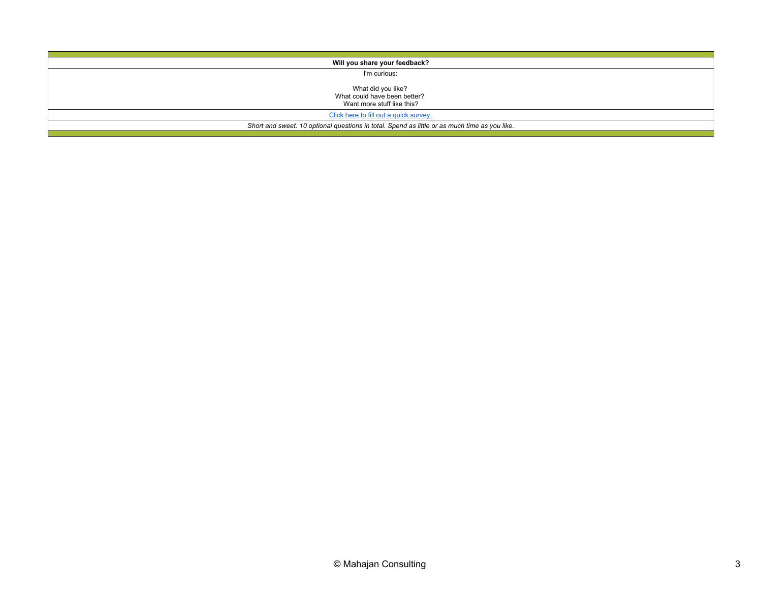| |
|---|
| **Will you share your feedback?** |
| I'm curious:<br><br>What did you like?<br>What could have been better?<br>Want more stuff like this? |
| Click here to fill out a quick survey. |
| *Short and sweet. 10 optional questions in total. Spend as little or as much time as you like.* |

© Mahajan Consulting